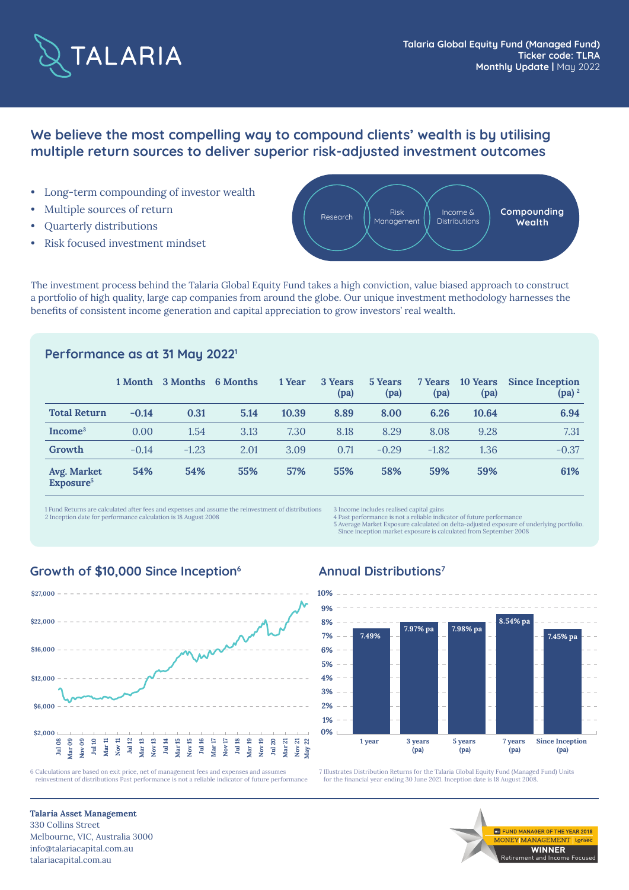TALARIA

**Talaria Global Equity Fund (Managed Fund)**
**Ticker code: TLRA**
**Monthly Update |** May 2022

## We believe the most compelling way to compound clients' wealth is by utilising multiple return sources to deliver superior risk-adjusted investment outcomes

- Long-term compounding of investor wealth
- Multiple sources of return
- Quarterly distributions
- Risk focused investment mindset

Research · Risk Management · Income & Distributions · **Compounding Wealth**

The investment process behind the Talaria Global Equity Fund takes a high conviction, value biased approach to construct a portfolio of high quality, large cap companies from around the globe. Our unique investment methodology harnesses the benefits of consistent income generation and capital appreciation to grow investors' real wealth.

### Performance as at 31 May 2022[1]

| | 1 Month | 3 Months | 6 Months | 1 Year | 3 Years (pa) | 5 Years (pa) | 7 Years (pa) | 10 Years (pa) | Since Inception (pa) [2] |
|---|---|---|---|---|---|---|---|---|---|
| **Total Return** | **-0.14** | **0.31** | **5.14** | **10.39** | **8.89** | **8.00** | **6.26** | **10.64** | **6.94** |
| **Income[3]** | 0.00 | 1.54 | 3.13 | 7.30 | 8.18 | 8.29 | 8.08 | 9.28 | 7.31 |
| **Growth** | -0.14 | -1.23 | 2.01 | 3.09 | 0.71 | -0.29 | -1.82 | 1.36 | -0.37 |
| **Avg. Market Exposure[5]** | **54%** | **54%** | **55%** | **57%** | **55%** | **58%** | **59%** | **59%** | **61%** |

1 Fund Returns are calculated after fees and expenses and assume the reinvestment of distributions
2 Inception date for performance calculation is 18 August 2008
3 Income includes realised capital gains
4 Past performance is not a reliable indicator of future performance
5 Average Market Exposure calculated on delta-adjusted exposure of underlying portfolio. Since inception market exposure is calculated from September 2008

### Growth of $10,000 Since Inception[6]

6 Calculations are based on exit price, net of management fees and expenses and assumes reinvestment of distributions Past performance is not a reliable indicator of future performance

### Annual Distributions[7]

| 1 year | 3 years (pa) | 5 years (pa) | 7 years (pa) | Since Inception (pa) |
|---|---|---|---|---|
| 7.49% | 7.97% pa | 7.98% pa | 8.54% pa | 7.45% pa |

7 Illustrates Distribution Returns for the Talaria Global Equity Fund (Managed Fund) Units for the financial year ending 30 June 2021. Inception date is 18 August 2008.

**Talaria Asset Management**
330 Collins Street
Melbourne, VIC, Australia 3000
info@talariacapital.com.au
talariacapital.com.au

FUND MANAGER OF THE YEAR 2018 | MONEY MANAGEMENT | Lonsec
WINNER
Retirement and Income Focused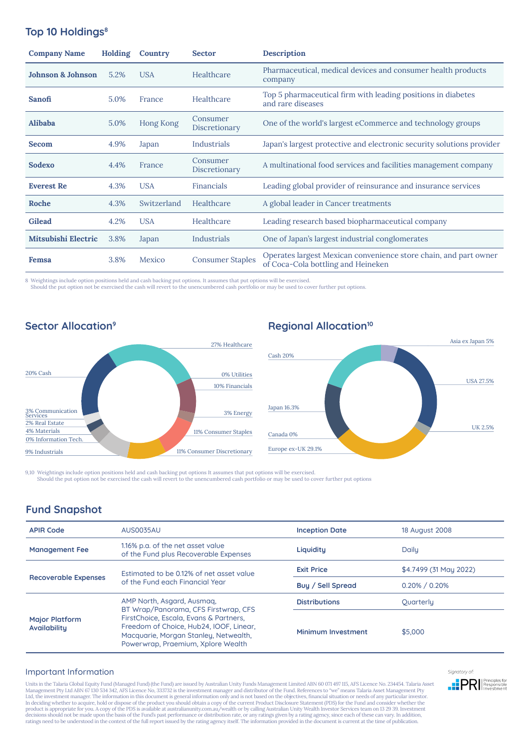## Top 10 Holdings[8]

| Company Name | Holding | Country | Sector | Description |
|---|---|---|---|---|
| **Johnson & Johnson** | 5.2% | USA | Healthcare | Pharmaceutical, medical devices and consumer health products company |
| **Sanofi** | 5.0% | France | Healthcare | Top 5 pharmaceutical firm with leading positions in diabetes and rare diseases |
| **Alibaba** | 5.0% | Hong Kong | Consumer Discretionary | One of the world's largest eCommerce and technology groups |
| **Secom** | 4.9% | Japan | Industrials | Japan's largest protective and electronic security solutions provider |
| **Sodexo** | 4.4% | France | Consumer Discretionary | A multinational food services and facilities management company |
| **Everest Re** | 4.3% | USA | Financials | Leading global provider of reinsurance and insurance services |
| **Roche** | 4.3% | Switzerland | Healthcare | A global leader in Cancer treatments |
| **Gilead** | 4.2% | USA | Healthcare | Leading research based biopharmaceutical company |
| **Mitsubishi Electric** | 3.8% | Japan | Industrials | One of Japan's largest industrial conglomerates |
| **Femsa** | 3.8% | Mexico | Consumer Staples | Operates largest Mexican convenience store chain, and part owner of Coca-Cola bottling and Heineken |

8 Weightings include option positions held and cash backing put options. It assumes that put options will be exercised. Should the put option not be exercised the cash will revert to the unencumbered cash portfolio or may be used to cover further put options.

## Sector Allocation[9]

27% Healthcare
0% Utilities
10% Financials
3% Energy
11% Consumer Staples
11% Consumer Discretionary
20% Cash
3% Communication Services
2% Real Estate
4% Materials
0% Information Tech.
9% Industrials

## Regional Allocation[10]

Asia ex Japan 5%
USA 27.5%
UK 2.5%
Cash 20%
Japan 16.3%
Canada 0%
Europe ex-UK 29.1%

9,10 Weightings include option positions held and cash backing put options It assumes that put options will be exercised. Should the put option not be exercised the cash will revert to the unencumbered cash portfolio or may be used to cover further put options

## Fund Snapshot

| | | | |
|---|---|---|---|
| **APIR Code** | AUS0035AU | **Inception Date** | 18 August 2008 |
| **Management Fee** | 1.16% p.a. of the net asset value of the Fund plus Recoverable Expenses | **Liquidity** | Daily |
| **Recoverable Expenses** | Estimated to be 0.12% of net asset value of the Fund each Financial Year | **Exit Price** | $4.7499 (31 May 2022) |
| | | **Buy / Sell Spread** | 0.20% / 0.20% |
| **Major Platform Availability** | AMP North, Asgard, Ausmaq, BT Wrap/Panorama, CFS Firstwrap, CFS FirstChoice, Escala, Evans & Partners, Freedom of Choice, Hub24, IOOF, Linear, Macquarie, Morgan Stanley, Netwealth, Powerwrap, Praemium, Xplore Wealth | **Distributions** | Quarterly |
| | | **Minimum Investment** | $5,000 |

## Important Information

Units in the Talaria Global Equity Fund (Managed Fund) (the Fund) are issued by Australian Unity Funds Management Limited ABN 60 071 497 115, AFS Licence No. 234454. Talaria Asset Management Pty Ltd ABN 67 130 534 342, AFS Licence No. 333732 is the investment manager and distributor of the Fund. References to "we" means Talaria Asset Management Pty Ltd, the investment manager. The information in this document is general information only and is not based on the objectives, financial situation or needs of any particular investor. In deciding whether to acquire, hold or dispose of the product you should obtain a copy of the current Product Disclosure Statement (PDS) for the Fund and consider whether the product is appropriate for you. A copy of the PDS is available at australianunity.com.au/wealth or by calling Australian Unity Wealth Investor Services team on 13 29 39. Investment decisions should not be made upon the basis of the Fund's past performance or distribution rate, or any ratings given by a rating agency, since each of these can vary. In addition, ratings need to be understood in the context of the full report issued by the rating agency itself. The information provided in the document is current at the time of publication.

Signatory of: PRI Principles for Responsible Investment